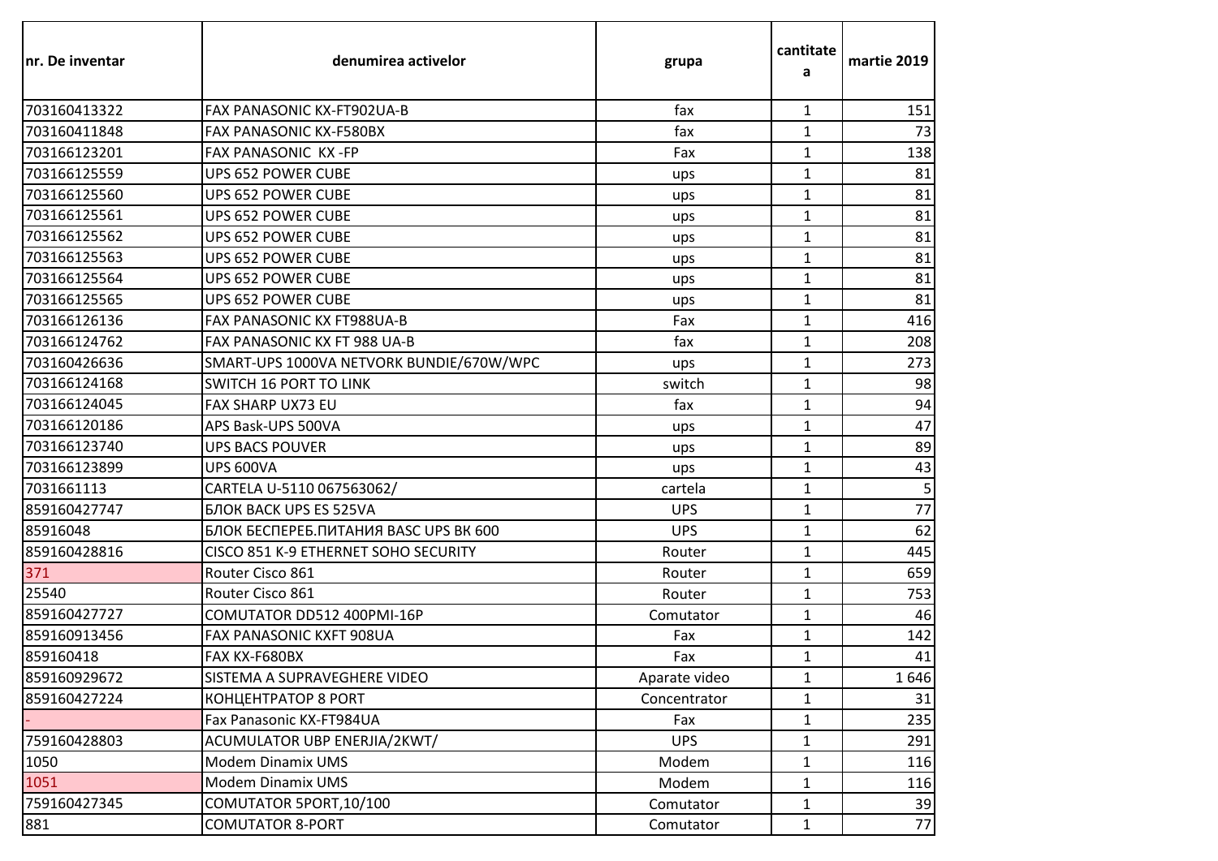| nr. De inventar | denumirea activelor | grupa | cantitatea | martie 2019 |
|---|---|---|---|---|
| 703160413322 | FAX PANASONIC KX-FT902UA-B | fax | 1 | 151 |
| 703160411848 | FAX PANASONIC KX-F580BX | fax | 1 | 73 |
| 703166123201 | FAX PANASONIC  KX -FP | Fax | 1 | 138 |
| 703166125559 | UPS 652 POWER CUBE | ups | 1 | 81 |
| 703166125560 | UPS 652 POWER CUBE | ups | 1 | 81 |
| 703166125561 | UPS 652 POWER CUBE | ups | 1 | 81 |
| 703166125562 | UPS 652 POWER CUBE | ups | 1 | 81 |
| 703166125563 | UPS 652 POWER CUBE | ups | 1 | 81 |
| 703166125564 | UPS 652 POWER CUBE | ups | 1 | 81 |
| 703166125565 | UPS 652 POWER CUBE | ups | 1 | 81 |
| 703166126136 | FAX PANASONIC KX FT988UA-B | Fax | 1 | 416 |
| 703166124762 | FAX PANASONIC KX FT 988 UA-B | fax | 1 | 208 |
| 703160426636 | SMART-UPS 1000VA NETVORK BUNDIE/670W/WPC | ups | 1 | 273 |
| 703166124168 | SWITCH 16 PORT TO LINK | switch | 1 | 98 |
| 703166124045 | FAX SHARP UX73 EU | fax | 1 | 94 |
| 703166120186 | APS Bask-UPS 500VA | ups | 1 | 47 |
| 703166123740 | UPS BACS POUVER | ups | 1 | 89 |
| 703166123899 | UPS 600VA | ups | 1 | 43 |
| 7031661113 | CARTELA U-5110 067563062/ | cartela | 1 | 5 |
| 859160427747 | БЛОК BACK UPS ES 525VA | UPS | 1 | 77 |
| 85916048 | БЛОК БЕСПЕРЕБ.ПИТАНИЯ BASC UPS BK 600 | UPS | 1 | 62 |
| 859160428816 | CISCO 851 K-9 ETHERNET SOHO SECURITY | Router | 1 | 445 |
| 371 | Router Cisco 861 | Router | 1 | 659 |
| 25540 | Router Cisco 861 | Router | 1 | 753 |
| 859160427727 | COMUTATOR DD512 400PMI-16P | Comutator | 1 | 46 |
| 859160913456 | FAX PANASONIC KXFT 908UA | Fax | 1 | 142 |
| 859160418 | FAX KX-F680BX | Fax | 1 | 41 |
| 859160929672 | SISTEMA A SUPRAVEGHERE VIDEO | Aparate video | 1 | 1 646 |
| 859160427224 | КОНЦЕНТРАТОР 8 PORT | Concentrator | 1 | 31 |
| - | Fax Panasonic KX-FT984UA | Fax | 1 | 235 |
| 759160428803 | ACUMULATOR UBP ENERJIA/2KWT/ | UPS | 1 | 291 |
| 1050 | Modem Dinamix UMS | Modem | 1 | 116 |
| 1051 | Modem Dinamix UMS | Modem | 1 | 116 |
| 759160427345 | COMUTATOR 5PORT,10/100 | Comutator | 1 | 39 |
| 881 | COMUTATOR 8-PORT | Comutator | 1 | 77 |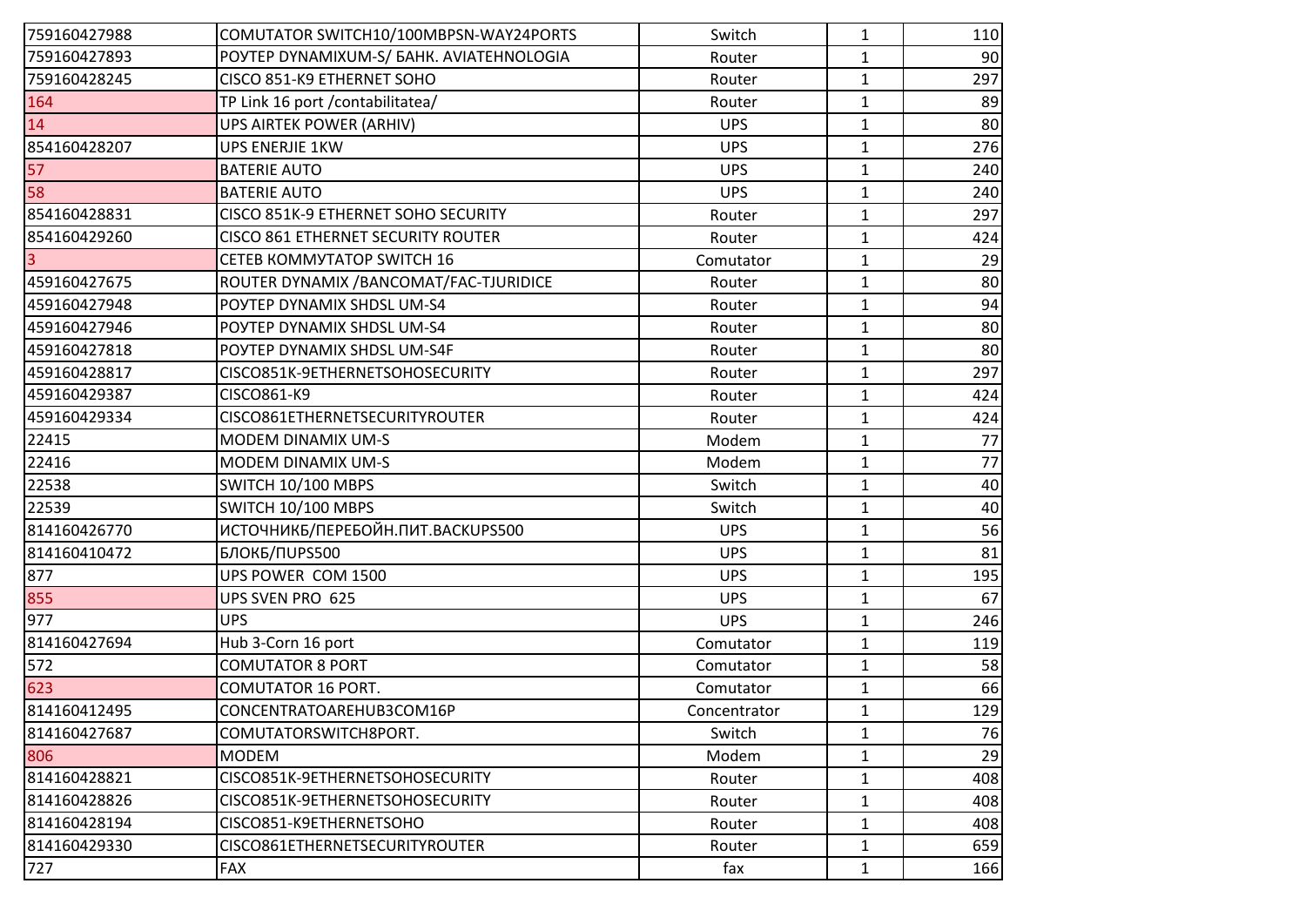| | | | | |
|---|---|---|---|---|
| 759160427988 | COMUTATOR SWITCH10/100MBPSN-WAY24PORTS | Switch | 1 | 110 |
| 759160427893 | РОУТЕР DYNAMIXUM-S/ БАНК. AVIATEHNOLOGIA | Router | 1 | 90 |
| 759160428245 | CISCO 851-K9 ETHERNET SOHO | Router | 1 | 297 |
| 164 | TP Link 16 port /contabilitatea/ | Router | 1 | 89 |
| 14 | UPS AIRTEK POWER (ARHIV) | UPS | 1 | 80 |
| 854160428207 | UPS ENERJIE 1KW | UPS | 1 | 276 |
| 57 | BATERIE AUTO | UPS | 1 | 240 |
| 58 | BATERIE AUTO | UPS | 1 | 240 |
| 854160428831 | CISCO 851K-9 ETHERNET SOHO SECURITY | Router | 1 | 297 |
| 854160429260 | CISCO 861 ETHERNET SECURITY ROUTER | Router | 1 | 424 |
| 3 | СЕТЕВ КОММУТАТОР SWITCH 16 | Comutator | 1 | 29 |
| 459160427675 | ROUTER DYNAMIX /BANCOMAT/FAC-TJURIDICE | Router | 1 | 80 |
| 459160427948 | РОУТЕР DYNAMIX SHDSL UM-S4 | Router | 1 | 94 |
| 459160427946 | РОУТЕР DYNAMIX SHDSL UM-S4 | Router | 1 | 80 |
| 459160427818 | РОУТЕР DYNAMIX SHDSL UM-S4F | Router | 1 | 80 |
| 459160428817 | CISCO851K-9ETHERNETSOHOSECURITY | Router | 1 | 297 |
| 459160429387 | CISCO861-K9 | Router | 1 | 424 |
| 459160429334 | CISCO861ETHERNETSECURITYROUTER | Router | 1 | 424 |
| 22415 | MODEM DINAMIX UM-S | Modem | 1 | 77 |
| 22416 | MODEM DINAMIX UM-S | Modem | 1 | 77 |
| 22538 | SWITCH 10/100 MBPS | Switch | 1 | 40 |
| 22539 | SWITCH 10/100 MBPS | Switch | 1 | 40 |
| 814160426770 | ИСТОЧНИКБ/ПЕРЕБОЙН.ПИТ.BACKUPS500 | UPS | 1 | 56 |
| 814160410472 | БЛОКБ/ПUPS500 | UPS | 1 | 81 |
| 877 | UPS POWER COM 1500 | UPS | 1 | 195 |
| 855 | UPS SVEN PRO 625 | UPS | 1 | 67 |
| 977 | UPS | UPS | 1 | 246 |
| 814160427694 | Hub 3-Corn 16 port | Comutator | 1 | 119 |
| 572 | COMUTATOR 8 PORT | Comutator | 1 | 58 |
| 623 | COMUTATOR 16 PORT. | Comutator | 1 | 66 |
| 814160412495 | CONCENTRATOAREHUB3COM16P | Concentrator | 1 | 129 |
| 814160427687 | COMUTATORSWITCH8PORT. | Switch | 1 | 76 |
| 806 | MODEM | Modem | 1 | 29 |
| 814160428821 | CISCO851K-9ETHERNETSOHOSECURITY | Router | 1 | 408 |
| 814160428826 | CISCO851K-9ETHERNETSOHOSECURITY | Router | 1 | 408 |
| 814160428194 | CISCO851-K9ETHERNETSOHO | Router | 1 | 408 |
| 814160429330 | CISCO861ETHERNETSECURITYROUTER | Router | 1 | 659 |
| 727 | FAX | fax | 1 | 166 |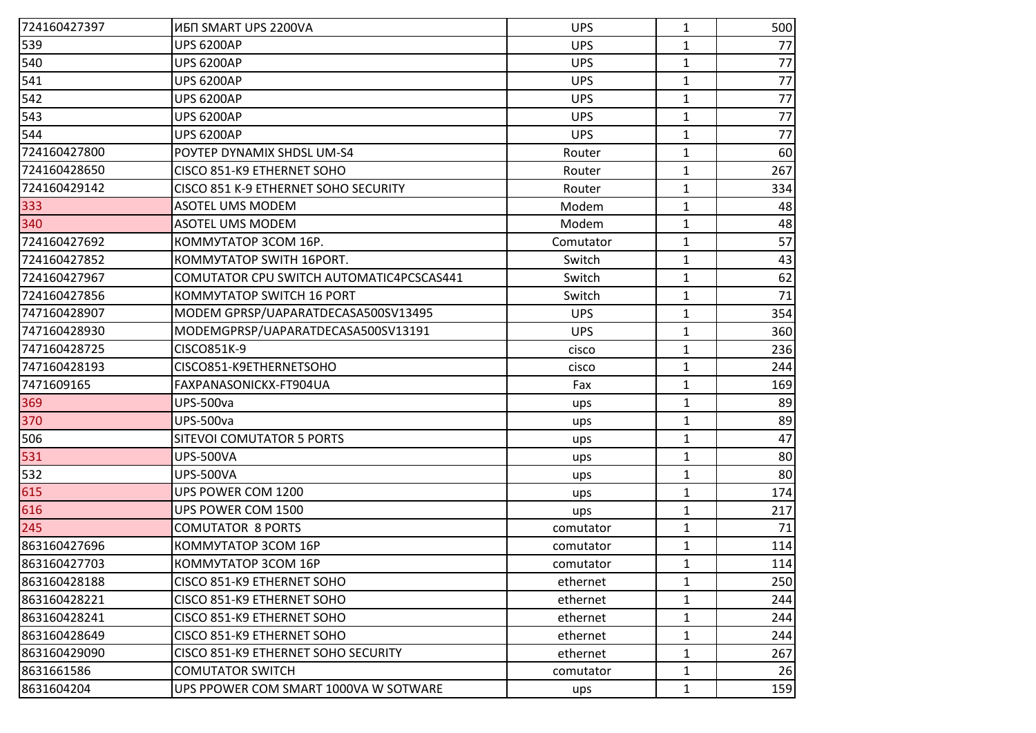| | | | | |
|---|---|---|---|---|
| 724160427397 | ИБП SMART UPS 2200VA | UPS | 1 | 500 |
| 539 | UPS 6200AP | UPS | 1 | 77 |
| 540 | UPS 6200AP | UPS | 1 | 77 |
| 541 | UPS 6200AP | UPS | 1 | 77 |
| 542 | UPS 6200AP | UPS | 1 | 77 |
| 543 | UPS 6200AP | UPS | 1 | 77 |
| 544 | UPS 6200AP | UPS | 1 | 77 |
| 724160427800 | РОУТЕР DYNAMIX SHDSL UM-S4 | Router | 1 | 60 |
| 724160428650 | CISCO 851-K9 ETHERNET SOHO | Router | 1 | 267 |
| 724160429142 | CISCO 851 K-9 ETHERNET SOHO SECURITY | Router | 1 | 334 |
| 333 | ASOTEL UMS MODEM | Modem | 1 | 48 |
| 340 | ASOTEL UMS MODEM | Modem | 1 | 48 |
| 724160427692 | КОММУТАТОР 3COM 16P. | Comutator | 1 | 57 |
| 724160427852 | КОММУТАТОР SWITH 16PORT. | Switch | 1 | 43 |
| 724160427967 | COMUTATOR CPU SWITCH AUTOMATIC4PCSCAS441 | Switch | 1 | 62 |
| 724160427856 | КОММУТАТОР SWITCH 16 PORT | Switch | 1 | 71 |
| 747160428907 | MODEM GPRSP/UAPARATDECASA500SV13495 | UPS | 1 | 354 |
| 747160428930 | MODEMGPRSP/UAPARATDECASA500SV13191 | UPS | 1 | 360 |
| 747160428725 | CISCO851K-9 | cisco | 1 | 236 |
| 747160428193 | CISCO851-K9ETHERNETSOHO | cisco | 1 | 244 |
| 7471609165 | FAXPANASONICKX-FT904UA | Fax | 1 | 169 |
| 369 | UPS-500va | ups | 1 | 89 |
| 370 | UPS-500va | ups | 1 | 89 |
| 506 | SITEVOI COMUTATOR 5 PORTS | ups | 1 | 47 |
| 531 | UPS-500VA | ups | 1 | 80 |
| 532 | UPS-500VA | ups | 1 | 80 |
| 615 | UPS POWER COM 1200 | ups | 1 | 174 |
| 616 | UPS POWER COM 1500 | ups | 1 | 217 |
| 245 | COMUTATOR 8 PORTS | comutator | 1 | 71 |
| 863160427696 | КОММУТАТОР 3COM 16P | comutator | 1 | 114 |
| 863160427703 | КОММУТАТОР 3COM 16P | comutator | 1 | 114 |
| 863160428188 | CISCO 851-K9 ETHERNET SOHO | ethernet | 1 | 250 |
| 863160428221 | CISCO 851-K9 ETHERNET SOHO | ethernet | 1 | 244 |
| 863160428241 | CISCO 851-K9 ETHERNET SOHO | ethernet | 1 | 244 |
| 863160428649 | CISCO 851-K9 ETHERNET SOHO | ethernet | 1 | 244 |
| 863160429090 | CISCO 851-K9 ETHERNET SOHO SECURITY | ethernet | 1 | 267 |
| 8631661586 | COMUTATOR SWITCH | comutator | 1 | 26 |
| 8631604204 | UPS PPOWER COM SMART 1000VA W SOTWARE | ups | 1 | 159 |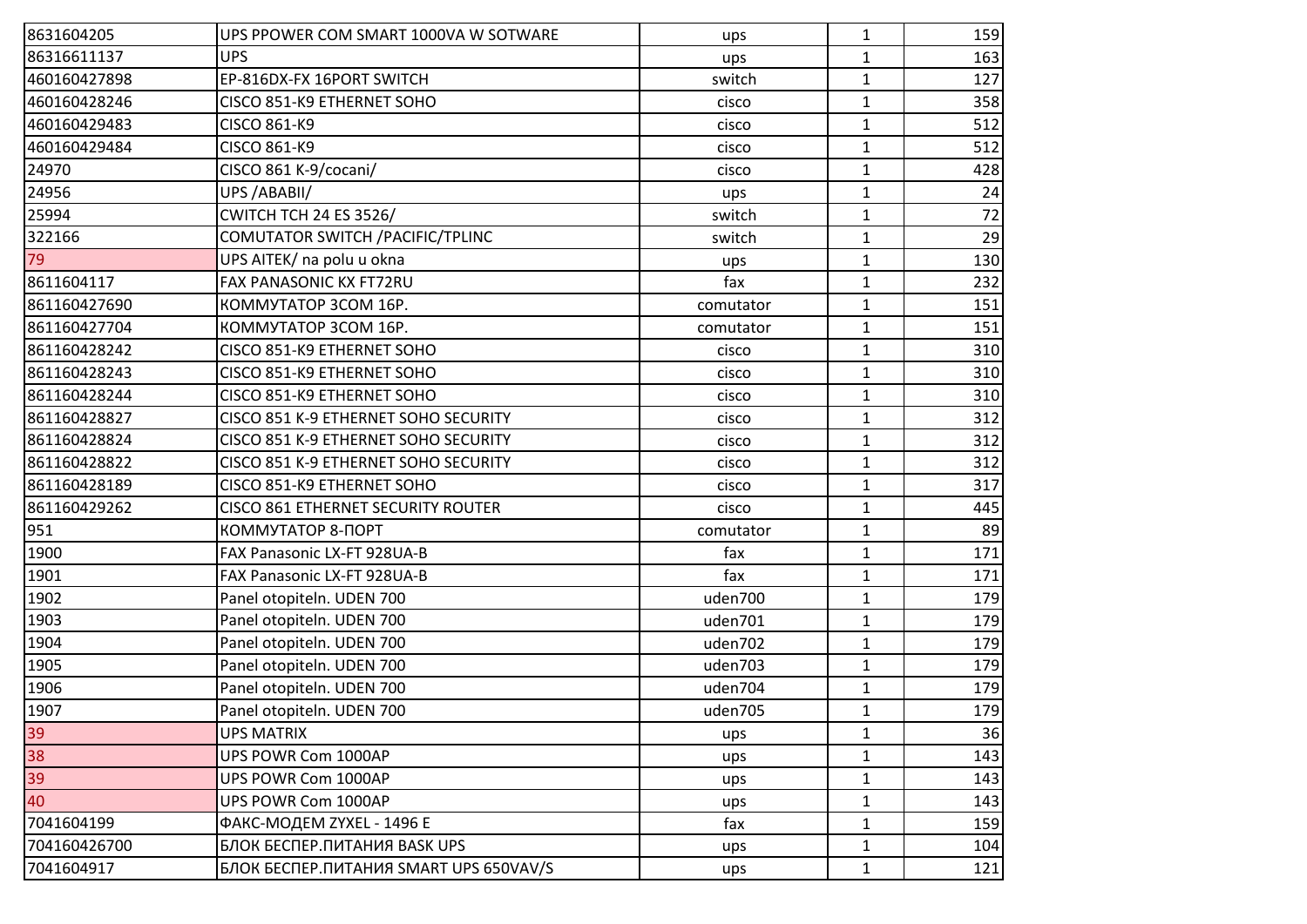| | | | | |
|---|---|---|---|---|
| 8631604205 | UPS PPOWER COM SMART 1000VA W SOTWARE | ups | 1 | 159 |
| 86316611137 | UPS | ups | 1 | 163 |
| 460160427898 | EP-816DX-FX 16PORT SWITCH | switch | 1 | 127 |
| 460160428246 | CISCO 851-K9 ETHERNET SOHO | cisco | 1 | 358 |
| 460160429483 | CISCO 861-K9 | cisco | 1 | 512 |
| 460160429484 | CISCO 861-K9 | cisco | 1 | 512 |
| 24970 | CISCO 861 K-9/cocani/ | cisco | 1 | 428 |
| 24956 | UPS /ABABII/ | ups | 1 | 24 |
| 25994 | CWITCH TCH 24 ES 3526/ | switch | 1 | 72 |
| 322166 | COMUTATOR SWITCH /PACIFIC/TPLINC | switch | 1 | 29 |
| 79 | UPS AITEK/ na polu u okna | ups | 1 | 130 |
| 8611604117 | FAX PANASONIC KX FT72RU | fax | 1 | 232 |
| 861160427690 | КОММУТАТОР 3COM 16P. | comutator | 1 | 151 |
| 861160427704 | КОММУТАТОР 3COM 16P. | comutator | 1 | 151 |
| 861160428242 | CISCO 851-K9 ETHERNET SOHO | cisco | 1 | 310 |
| 861160428243 | CISCO 851-K9 ETHERNET SOHO | cisco | 1 | 310 |
| 861160428244 | CISCO 851-K9 ETHERNET SOHO | cisco | 1 | 310 |
| 861160428827 | CISCO 851 K-9 ETHERNET SOHO SECURITY | cisco | 1 | 312 |
| 861160428824 | CISCO 851 K-9 ETHERNET SOHO SECURITY | cisco | 1 | 312 |
| 861160428822 | CISCO 851 K-9 ETHERNET SOHO SECURITY | cisco | 1 | 312 |
| 861160428189 | CISCO 851-K9 ETHERNET SOHO | cisco | 1 | 317 |
| 861160429262 | CISCO 861 ETHERNET SECURITY ROUTER | cisco | 1 | 445 |
| 951 | КОММУТАТОР 8-ПОРТ | comutator | 1 | 89 |
| 1900 | FAX Panasonic LX-FT 928UA-B | fax | 1 | 171 |
| 1901 | FAX Panasonic LX-FT 928UA-B | fax | 1 | 171 |
| 1902 | Panel otopiteln. UDEN 700 | uden700 | 1 | 179 |
| 1903 | Panel otopiteln. UDEN 700 | uden701 | 1 | 179 |
| 1904 | Panel otopiteln. UDEN 700 | uden702 | 1 | 179 |
| 1905 | Panel otopiteln. UDEN 700 | uden703 | 1 | 179 |
| 1906 | Panel otopiteln. UDEN 700 | uden704 | 1 | 179 |
| 1907 | Panel otopiteln. UDEN 700 | uden705 | 1 | 179 |
| 39 | UPS MATRIX | ups | 1 | 36 |
| 38 | UPS POWR Com 1000AP | ups | 1 | 143 |
| 39 | UPS POWR Com 1000AP | ups | 1 | 143 |
| 40 | UPS POWR Com 1000AP | ups | 1 | 143 |
| 7041604199 | ФАКС-МОДЕМ ZYXEL - 1496 E | fax | 1 | 159 |
| 704160426700 | БЛОК БЕСПЕР.ПИТАНИЯ BASK UPS | ups | 1 | 104 |
| 7041604917 | БЛОК БЕСПЕР.ПИТАНИЯ SMART UPS 650VAV/S | ups | 1 | 121 |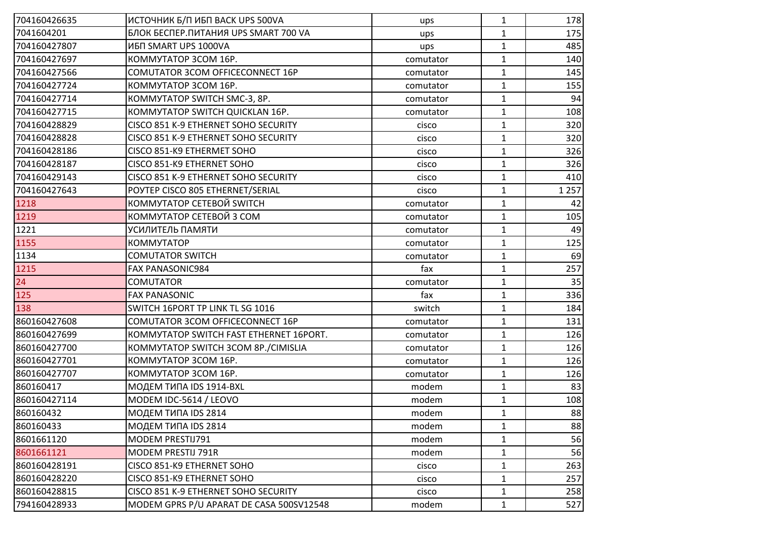| | | | | |
|---|---|---|---|---|
| 704160426635 | ИСТОЧНИК Б/П ИБП BACK UPS 500VA | ups | 1 | 178 |
| 7041604201 | БЛОК БЕСПЕР.ПИТАНИЯ UPS SMART 700 VA | ups | 1 | 175 |
| 704160427807 | ИБП SMART UPS 1000VA | ups | 1 | 485 |
| 704160427697 | КОММУТАТОР 3COM 16P. | comutator | 1 | 140 |
| 704160427566 | COMUTATOR 3COM OFFICECONNECT 16P | comutator | 1 | 145 |
| 704160427724 | КОММУТАТОР 3COM 16P. | comutator | 1 | 155 |
| 704160427714 | КОММУТАТОР SWITCH SMC-3, 8P. | comutator | 1 | 94 |
| 704160427715 | КОММУТАТОР SWITCH QUICKLAN 16P. | comutator | 1 | 108 |
| 704160428829 | CISCO 851 K-9 ETHERNET SOHO SECURITY | cisco | 1 | 320 |
| 704160428828 | CISCO 851 K-9 ETHERNET SOHO SECURITY | cisco | 1 | 320 |
| 704160428186 | CISCO 851-K9 ETHERMET SOHO | cisco | 1 | 326 |
| 704160428187 | CISCO 851-K9 ETHERNET SOHO | cisco | 1 | 326 |
| 704160429143 | CISCO 851 K-9 ETHERNET SOHO SECURITY | cisco | 1 | 410 |
| 704160427643 | РОУТЕР CISCO 805 ETHERNET/SERIAL | cisco | 1 | 1 257 |
| 1218 | КОММУТАТОР СЕТЕВОЙ SWITCH | comutator | 1 | 42 |
| 1219 | КОММУТАТОР СЕТЕВОЙ 3 COM | comutator | 1 | 105 |
| 1221 | УСИЛИТЕЛЬ ПАМЯТИ | comutator | 1 | 49 |
| 1155 | КОММУТАТОР | comutator | 1 | 125 |
| 1134 | COMUTATOR SWITCH | comutator | 1 | 69 |
| 1215 | FAX PANASONIC984 | fax | 1 | 257 |
| 24 | COMUTATOR | comutator | 1 | 35 |
| 125 | FAX PANASONIC | fax | 1 | 336 |
| 138 | SWITCH 16PORT TP LINK TL SG 1016 | switch | 1 | 184 |
| 860160427608 | COMUTATOR 3COM OFFICECONNECT 16P | comutator | 1 | 131 |
| 860160427699 | КОММУТАТОР SWITCH FAST ETHERNET 16PORT. | comutator | 1 | 126 |
| 860160427700 | КОММУТАТОР SWITCH 3COM 8P./CIMISLIA | comutator | 1 | 126 |
| 860160427701 | КОММУТАТОР 3COM 16P. | comutator | 1 | 126 |
| 860160427707 | КОММУТАТОР 3COM 16P. | comutator | 1 | 126 |
| 860160417 | МОДЕМ ТИПА IDS 1914-BXL | modem | 1 | 83 |
| 860160427114 | MODEM IDC-5614 / LEOVO | modem | 1 | 108 |
| 860160432 | МОДЕМ ТИПА IDS 2814 | modem | 1 | 88 |
| 860160433 | МОДЕМ ТИПА IDS 2814 | modem | 1 | 88 |
| 8601661120 | MODEM PRESTIJ791 | modem | 1 | 56 |
| 8601661121 | MODEM PRESTIJ 791R | modem | 1 | 56 |
| 860160428191 | CISCO 851-K9 ETHERNET SOHO | cisco | 1 | 263 |
| 860160428220 | CISCO 851-K9 ETHERNET SOHO | cisco | 1 | 257 |
| 860160428815 | CISCO 851 K-9 ETHERNET SOHO SECURITY | cisco | 1 | 258 |
| 794160428933 | MODEM GPRS P/U APARAT DE CASA 500SV12548 | modem | 1 | 527 |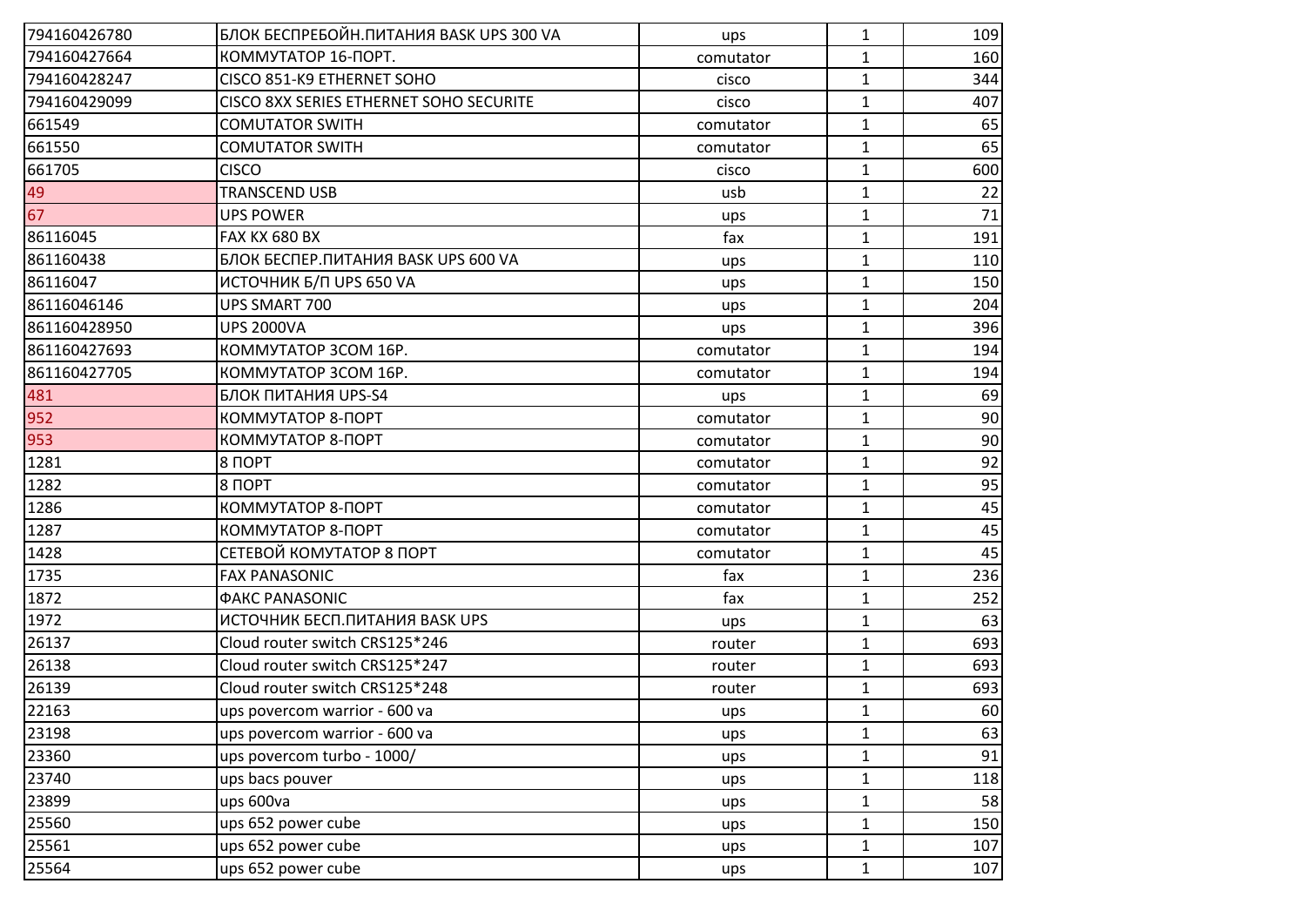| | | | | |
|---|---|---|---|---|
| 794160426780 | БЛОК БЕСПРЕБОЙН.ПИТАНИЯ BASK UPS 300 VA | ups | 1 | 109 |
| 794160427664 | КОММУТАТОР 16-ПОРТ. | comutator | 1 | 160 |
| 794160428247 | CISCO 851-K9 ETHERNET SOHO | cisco | 1 | 344 |
| 794160429099 | CISCO 8XX SERIES ETHERNET SOHO SECURITE | cisco | 1 | 407 |
| 661549 | COMUTATOR SWITH | comutator | 1 | 65 |
| 661550 | COMUTATOR SWITH | comutator | 1 | 65 |
| 661705 | CISCO | cisco | 1 | 600 |
| 49 | TRANSCEND USB | usb | 1 | 22 |
| 67 | UPS POWER | ups | 1 | 71 |
| 86116045 | FAX KX 680 BX | fax | 1 | 191 |
| 861160438 | БЛОК БЕСПЕР.ПИТАНИЯ BASK UPS 600 VA | ups | 1 | 110 |
| 86116047 | ИСТОЧНИК Б/П UPS 650 VA | ups | 1 | 150 |
| 86116046146 | UPS SMART 700 | ups | 1 | 204 |
| 861160428950 | UPS 2000VA | ups | 1 | 396 |
| 861160427693 | КОММУТАТОР 3COM 16P. | comutator | 1 | 194 |
| 861160427705 | КОММУТАТОР 3COM 16P. | comutator | 1 | 194 |
| 481 | БЛОК ПИТАНИЯ UPS-S4 | ups | 1 | 69 |
| 952 | КОММУТАТОР 8-ПОРТ | comutator | 1 | 90 |
| 953 | КОММУТАТОР 8-ПОРТ | comutator | 1 | 90 |
| 1281 | 8 ПОРТ | comutator | 1 | 92 |
| 1282 | 8 ПОРТ | comutator | 1 | 95 |
| 1286 | КОММУТАТОР 8-ПОРТ | comutator | 1 | 45 |
| 1287 | КОММУТАТОР 8-ПОРТ | comutator | 1 | 45 |
| 1428 | СЕТЕВОЙ КОМУТАТОР 8 ПОРТ | comutator | 1 | 45 |
| 1735 | FAX PANASONIC | fax | 1 | 236 |
| 1872 | ФАКС PANASONIC | fax | 1 | 252 |
| 1972 | ИСТОЧНИК БЕСП.ПИТАНИЯ BASK UPS | ups | 1 | 63 |
| 26137 | Cloud router switch CRS125*246 | router | 1 | 693 |
| 26138 | Cloud router switch CRS125*247 | router | 1 | 693 |
| 26139 | Cloud router switch CRS125*248 | router | 1 | 693 |
| 22163 | ups povercom warrior - 600 va | ups | 1 | 60 |
| 23198 | ups povercom warrior - 600 va | ups | 1 | 63 |
| 23360 | ups povercom turbo - 1000/ | ups | 1 | 91 |
| 23740 | ups bacs pouver | ups | 1 | 118 |
| 23899 | ups 600va | ups | 1 | 58 |
| 25560 | ups 652 power cube | ups | 1 | 150 |
| 25561 | ups 652 power cube | ups | 1 | 107 |
| 25564 | ups 652 power cube | ups | 1 | 107 |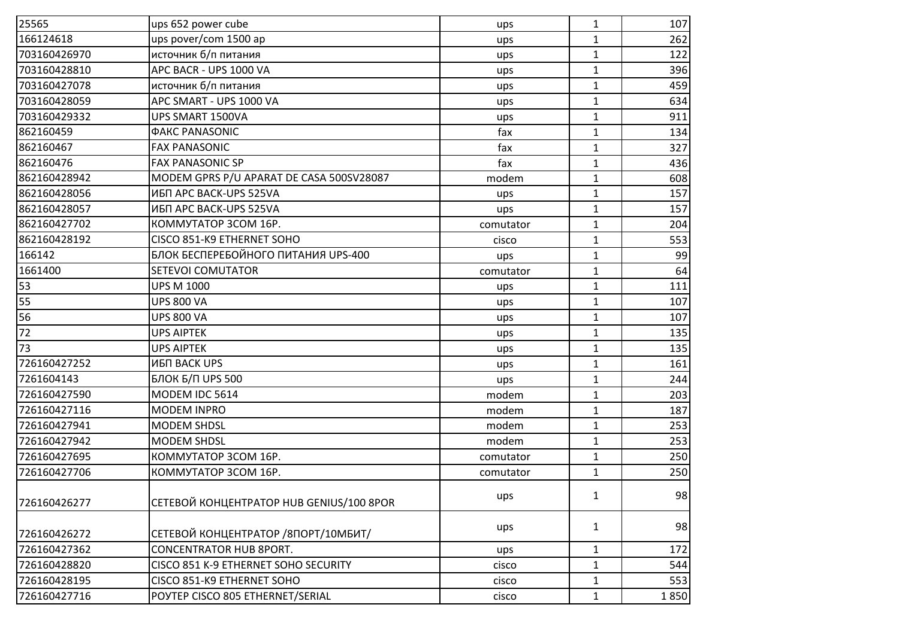| | | | | |
|---|---|---|---|---|
| 25565 | ups 652 power cube | ups | 1 | 107 |
| 166124618 | ups pover/com 1500 ap | ups | 1 | 262 |
| 703160426970 | источник б/п питания | ups | 1 | 122 |
| 703160428810 | APC BACR - UPS 1000 VA | ups | 1 | 396 |
| 703160427078 | источник б/п питания | ups | 1 | 459 |
| 703160428059 | APC SMART - UPS 1000 VA | ups | 1 | 634 |
| 703160429332 | UPS SMART 1500VA | ups | 1 | 911 |
| 862160459 | ФАКС PANASONIC | fax | 1 | 134 |
| 862160467 | FAX PANASONIC | fax | 1 | 327 |
| 862160476 | FAX PANASONIC SP | fax | 1 | 436 |
| 862160428942 | MODEM GPRS P/U APARAT DE CASA 500SV28087 | modem | 1 | 608 |
| 862160428056 | ИБП APC BACK-UPS 525VA | ups | 1 | 157 |
| 862160428057 | ИБП APC BACK-UPS 525VA | ups | 1 | 157 |
| 862160427702 | КОММУТАТОР 3COM 16P. | comutator | 1 | 204 |
| 862160428192 | CISCO 851-K9 ETHERNET SOHO | cisco | 1 | 553 |
| 166142 | БЛОК БЕСПЕРЕБОЙНОГО ПИТАНИЯ UPS-400 | ups | 1 | 99 |
| 1661400 | SETEVOI COMUTATOR | comutator | 1 | 64 |
| 53 | UPS M 1000 | ups | 1 | 111 |
| 55 | UPS 800 VA | ups | 1 | 107 |
| 56 | UPS 800 VA | ups | 1 | 107 |
| 72 | UPS AIPTEK | ups | 1 | 135 |
| 73 | UPS AIPTEK | ups | 1 | 135 |
| 726160427252 | ИБП BACK UPS | ups | 1 | 161 |
| 7261604143 | БЛОК Б/П UPS 500 | ups | 1 | 244 |
| 726160427590 | MODEM IDC 5614 | modem | 1 | 203 |
| 726160427116 | MODEM INPRO | modem | 1 | 187 |
| 726160427941 | MODEM SHDSL | modem | 1 | 253 |
| 726160427942 | MODEM SHDSL | modem | 1 | 253 |
| 726160427695 | КОММУТАТОР 3COM 16P. | comutator | 1 | 250 |
| 726160427706 | КОММУТАТОР 3COM 16P. | comutator | 1 | 250 |
| 726160426277 | СЕТЕВОЙ КОНЦЕНТРАТОР HUB GENIUS/100 8POR | ups | 1 | 98 |
| 726160426272 | СЕТЕВОЙ КОНЦЕНТРАТОР /8ПОРТ/10МБИТ/ | ups | 1 | 98 |
| 726160427362 | CONCENTRATOR HUB 8PORT. | ups | 1 | 172 |
| 726160428820 | CISCO 851 K-9 ETHERNET SOHO SECURITY | cisco | 1 | 544 |
| 726160428195 | CISCO 851-K9 ETHERNET SOHO | cisco | 1 | 553 |
| 726160427716 | РОУТЕР CISCO 805 ETHERNET/SERIAL | cisco | 1 | 1 850 |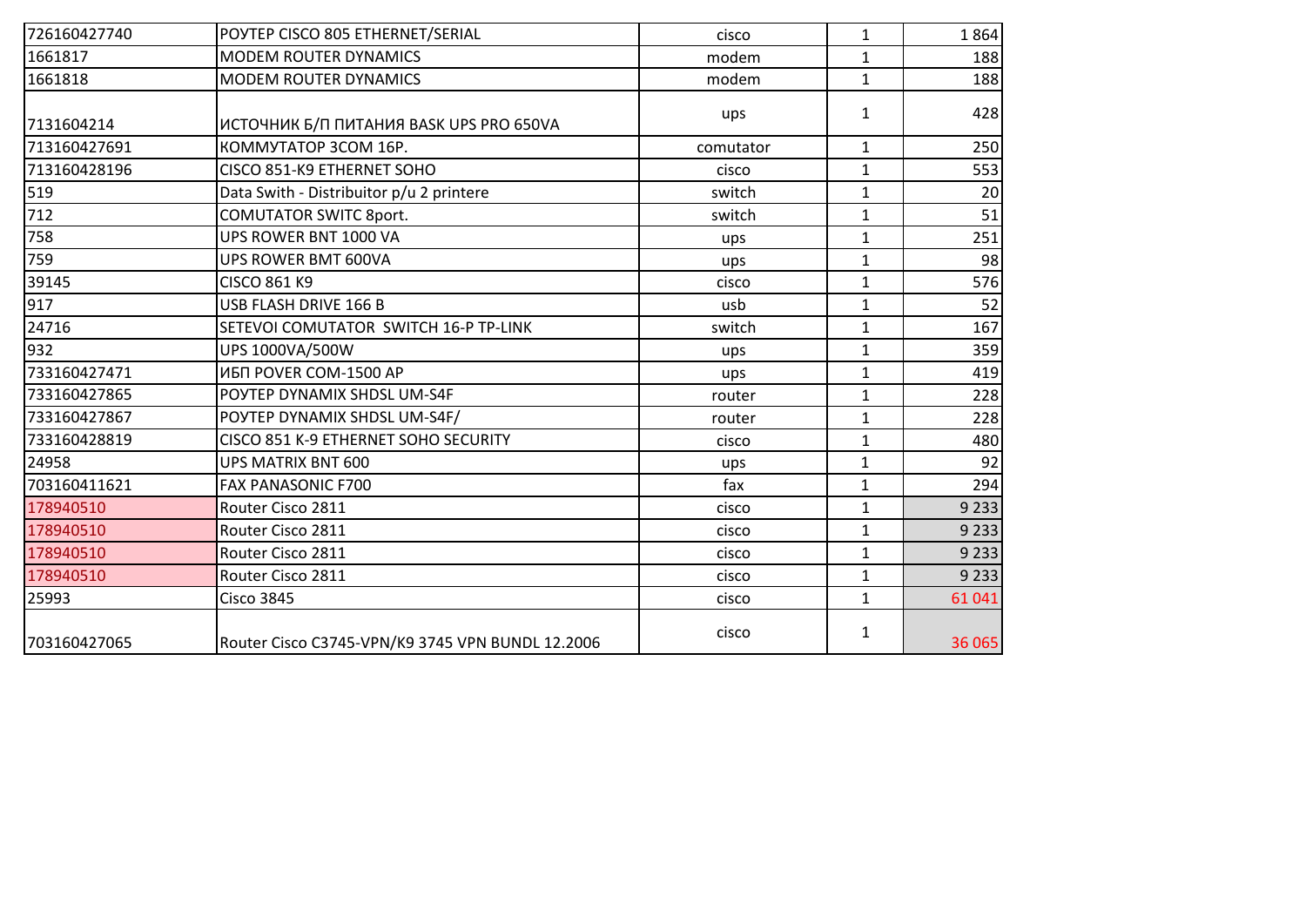| | | | | |
|---|---|---|---|---|
| 726160427740 | РОУТЕР CISCO 805 ETHERNET/SERIAL | cisco | 1 | 1 864 |
| 1661817 | MODEM ROUTER DYNAMICS | modem | 1 | 188 |
| 1661818 | MODEM ROUTER DYNAMICS | modem | 1 | 188 |
| 7131604214 | ИСТОЧНИК Б/П ПИТАНИЯ BASK UPS PRO 650VA | ups | 1 | 428 |
| 713160427691 | КОММУТАТОР 3COM 16P. | comutator | 1 | 250 |
| 713160428196 | CISCO 851-K9 ETHERNET SOHO | cisco | 1 | 553 |
| 519 | Data Swith - Distribuitor p/u 2 printere | switch | 1 | 20 |
| 712 | COMUTATOR SWITC 8port. | switch | 1 | 51 |
| 758 | UPS ROWER BNT 1000 VA | ups | 1 | 251 |
| 759 | UPS ROWER BMT 600VA | ups | 1 | 98 |
| 39145 | CISCO 861 K9 | cisco | 1 | 576 |
| 917 | USB FLASH DRIVE 166 B | usb | 1 | 52 |
| 24716 | SETEVOI COMUTATOR SWITCH 16-P TP-LINK | switch | 1 | 167 |
| 932 | UPS 1000VA/500W | ups | 1 | 359 |
| 733160427471 | ИБП POVER COM-1500 AP | ups | 1 | 419 |
| 733160427865 | РОУТЕР DYNAMIX SHDSL UM-S4F | router | 1 | 228 |
| 733160427867 | РОУТЕР DYNAMIX SHDSL UM-S4F/ | router | 1 | 228 |
| 733160428819 | CISCO 851 K-9 ETHERNET SOHO SECURITY | cisco | 1 | 480 |
| 24958 | UPS MATRIX BNT 600 | ups | 1 | 92 |
| 703160411621 | FAX PANASONIC F700 | fax | 1 | 294 |
| 178940510 | Router Cisco 2811 | cisco | 1 | 9 233 |
| 178940510 | Router Cisco 2811 | cisco | 1 | 9 233 |
| 178940510 | Router Cisco 2811 | cisco | 1 | 9 233 |
| 178940510 | Router Cisco 2811 | cisco | 1 | 9 233 |
| 25993 | Cisco 3845 | cisco | 1 | 61 041 |
| 703160427065 | Router Cisco C3745-VPN/K9 3745 VPN BUNDL 12.2006 | cisco | 1 | 36 065 |